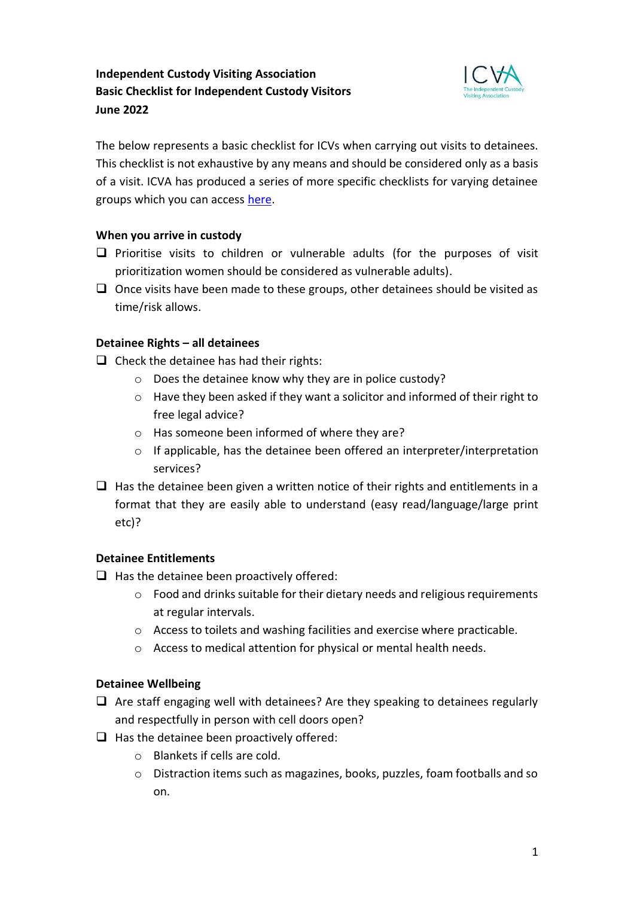**Independent Custody Visiting Association**
**Basic Checklist for Independent Custody Visitors**
**June 2022**

The below represents a basic checklist for ICVs when carrying out visits to detainees. This checklist is not exhaustive by any means and should be considered only as a basis of a visit. ICVA has produced a series of more specific checklists for varying detainee groups which you can access here.

### When you arrive in custody

- ❑ Prioritise visits to children or vulnerable adults (for the purposes of visit prioritization women should be considered as vulnerable adults).
- ❑ Once visits have been made to these groups, other detainees should be visited as time/risk allows.

### Detainee Rights – all detainees

- ❑ Check the detainee has had their rights:
  - Does the detainee know why they are in police custody?
  - Have they been asked if they want a solicitor and informed of their right to free legal advice?
  - Has someone been informed of where they are?
  - If applicable, has the detainee been offered an interpreter/interpretation services?
- ❑ Has the detainee been given a written notice of their rights and entitlements in a format that they are easily able to understand (easy read/language/large print etc)?

### Detainee Entitlements

- ❑ Has the detainee been proactively offered:
  - Food and drinks suitable for their dietary needs and religious requirements at regular intervals.
  - Access to toilets and washing facilities and exercise where practicable.
  - Access to medical attention for physical or mental health needs.

### Detainee Wellbeing

- ❑ Are staff engaging well with detainees? Are they speaking to detainees regularly and respectfully in person with cell doors open?
- ❑ Has the detainee been proactively offered:
  - Blankets if cells are cold.
  - Distraction items such as magazines, books, puzzles, foam footballs and so on.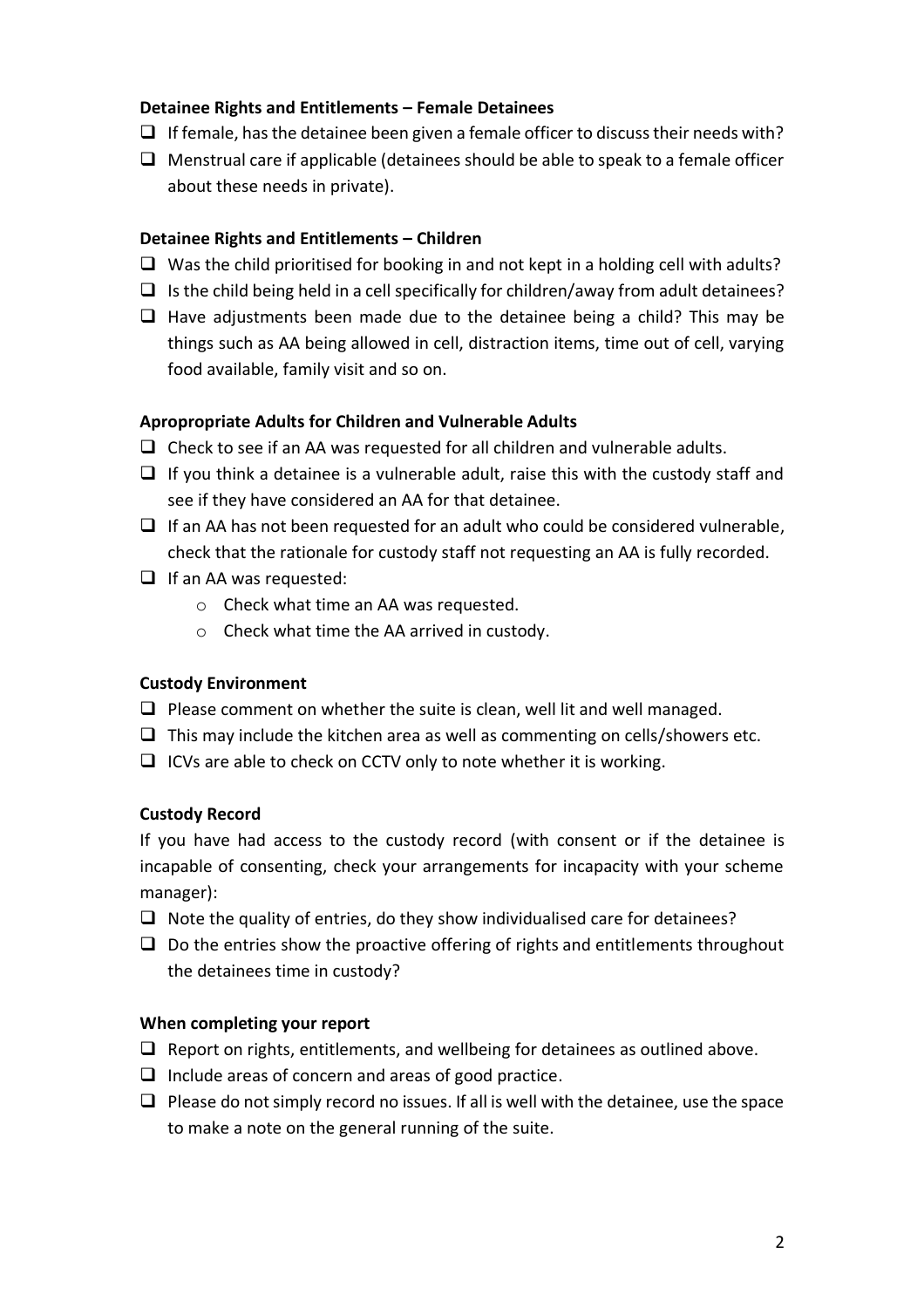**Detainee Rights and Entitlements – Female Detainees**

- ❑ If female, has the detainee been given a female officer to discuss their needs with?
- ❑ Menstrual care if applicable (detainees should be able to speak to a female officer about these needs in private).

**Detainee Rights and Entitlements – Children**

- ❑ Was the child prioritised for booking in and not kept in a holding cell with adults?
- ❑ Is the child being held in a cell specifically for children/away from adult detainees?
- ❑ Have adjustments been made due to the detainee being a child? This may be things such as AA being allowed in cell, distraction items, time out of cell, varying food available, family visit and so on.

**Apropropriate Adults for Children and Vulnerable Adults**

- ❑ Check to see if an AA was requested for all children and vulnerable adults.
- ❑ If you think a detainee is a vulnerable adult, raise this with the custody staff and see if they have considered an AA for that detainee.
- ❑ If an AA has not been requested for an adult who could be considered vulnerable, check that the rationale for custody staff not requesting an AA is fully recorded.
- ❑ If an AA was requested:
  - Check what time an AA was requested.
  - Check what time the AA arrived in custody.

**Custody Environment**

- ❑ Please comment on whether the suite is clean, well lit and well managed.
- ❑ This may include the kitchen area as well as commenting on cells/showers etc.
- ❑ ICVs are able to check on CCTV only to note whether it is working.

**Custody Record**

If you have had access to the custody record (with consent or if the detainee is incapable of consenting, check your arrangements for incapacity with your scheme manager):

- ❑ Note the quality of entries, do they show individualised care for detainees?
- ❑ Do the entries show the proactive offering of rights and entitlements throughout the detainees time in custody?

**When completing your report**

- ❑ Report on rights, entitlements, and wellbeing for detainees as outlined above.
- ❑ Include areas of concern and areas of good practice.
- ❑ Please do not simply record no issues. If all is well with the detainee, use the space to make a note on the general running of the suite.